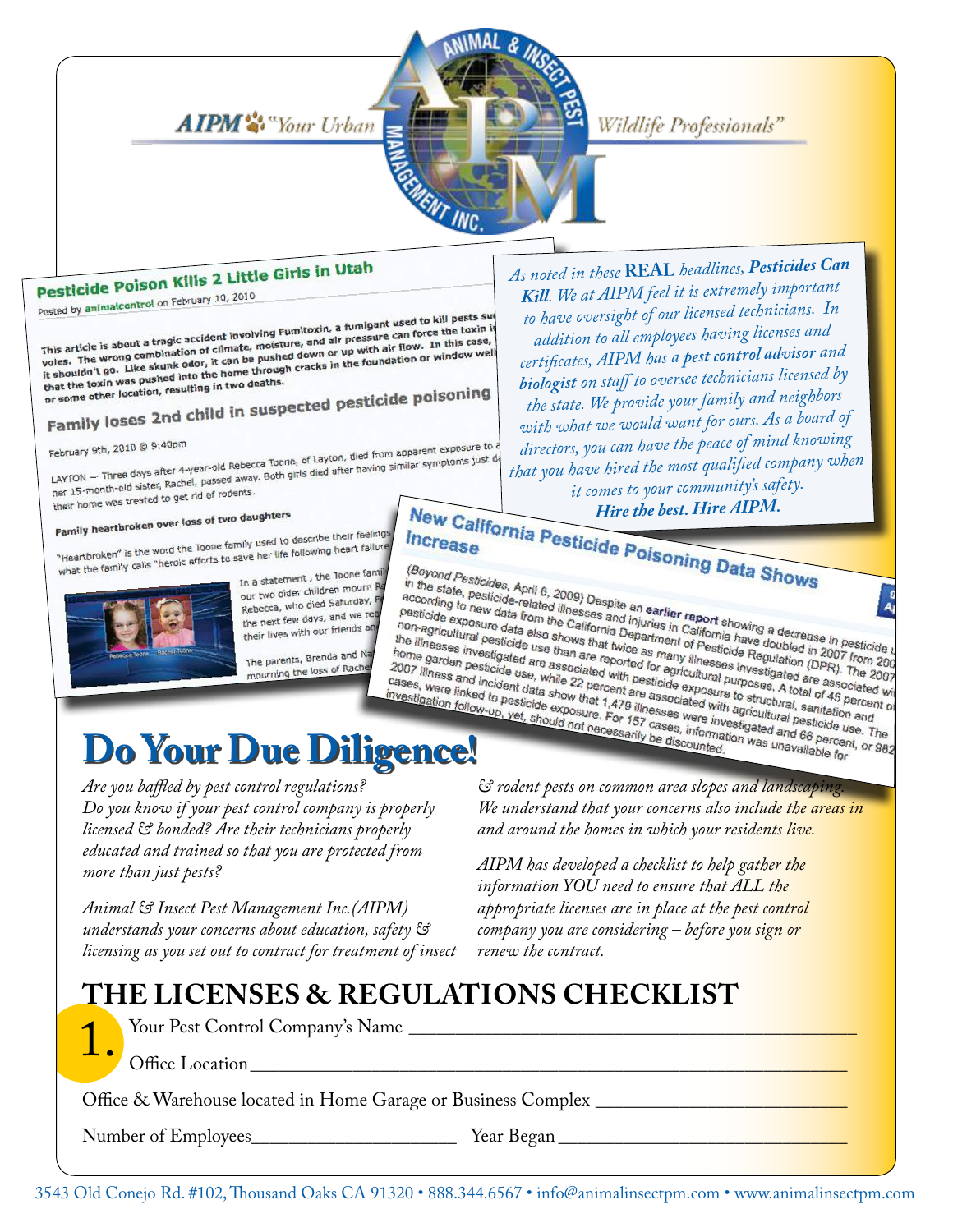AIPM "Your Urban Wildlife Professionals"

ANIMAL & INSECT PEST MANAGEMENT INC.

## Pesticide Poison Kills 2 Little Girls in Utah

Posted by animalcontrol on February 10, 2010

This article is about a tragic accident involving Fumitoxin, a fumigant used to kill pests su... voles. The wrong combination of climate, moisture, and air pressure can force the toxin i... it shouldn't go. Like skunk odor, it can be pushed down or up with air flow. In this case, ... that the toxin was pushed into the home through cracks in the foundation or window well... or some other location, resulting in two deaths.

### Family loses 2nd child in suspected pesticide poisoning

February 9th, 2010 @ 9:40pm

LAYTON — Three days after 4-year-old Rebecca Toone, of Layton, died from apparent exposure to a... her 15-month-old sister, Rachel, passed away. Both girls died after having similar symptoms just da... their home was treated to get rid of rodents.

#### Family heartbroken over loss of two daughters

"Heartbroken" is the word the Toone family used to describe their feelings... what the family calls "heroic efforts to save her life following heart failure...

In a statement, the Toone famil... our two older children mourn R... Rebecca, who died Saturday, F... the next few days, and we req... their lives with our friends an...

The parents, Brenda and Na... mourning the loss of Rache...

*As noted in these* **REAL** *headlines,* ***Pesticides Can Kill****. We at AIPM feel it is extremely important to have oversight of our licensed technicians. In addition to all employees having licenses and certificates, AIPM has a* ***pest control advisor*** *and* ***biologist*** *on staff to oversee technicians licensed by the state. We provide your family and neighbors with what we would want for ours. As a board of directors, you can have the peace of mind knowing that you have hired the most qualified company when it comes to your community's safety.*

***Hire the best. Hire AIPM.***

## New California Pesticide Poisoning Data Shows Increase

(*Beyond Pesticides*, April 6, 2009) Despite an **earlier report** showing a decrease in pesticide u... in the state, pesticide-related illnesses and injuries in California have doubled in 2007 from 200... according to new data from the California Department of Pesticide Regulation (DPR). The 2007 pesticide exposure data also shows that twice as many illnesses investigated are associated wi... non-agricultural pesticide use than are reported for agricultural purposes. A total of 45 percent o... the illnesses investigated are associated with pesticide exposure to structural, sanitation and home garden pesticide use, while 22 percent are associated with agricultural pesticide use. The 2007 illness and incident data show that 1,479 illnesses were investigated and 66 percent, or 982 cases, were linked to pesticide exposure. For 157 cases, information was unavailable for investigation follow-up, yet, should not necessarily be discounted.

# Do Your Due Diligence!

*Are you baffled by pest control regulations? Do you know if your pest control company is properly licensed & bonded? Are their technicians properly educated and trained so that you are protected from more than just pests?*

*Animal & Insect Pest Management Inc.(AIPM) understands your concerns about education, safety & licensing as you set out to contract for treatment of insect & rodent pests on common area slopes and landscaping. We understand that your concerns also include the areas in and around the homes in which your residents live.*

*AIPM has developed a checklist to help gather the information YOU need to ensure that ALL the appropriate licenses are in place at the pest control company you are considering – before you sign or renew the contract.*

## THE LICENSES & REGULATIONS CHECKLIST

**1.**

Your Pest Control Company's Name ______________________________

Office Location ______________________________

Office & Warehouse located in Home Garage or Business Complex ______________________

Number of Employees__________________ Year Began __________________________

3543 Old Conejo Rd. #102, Thousand Oaks CA 91320 • 888.344.6567 • info@animalinsectpm.com • www.animalinsectpm.com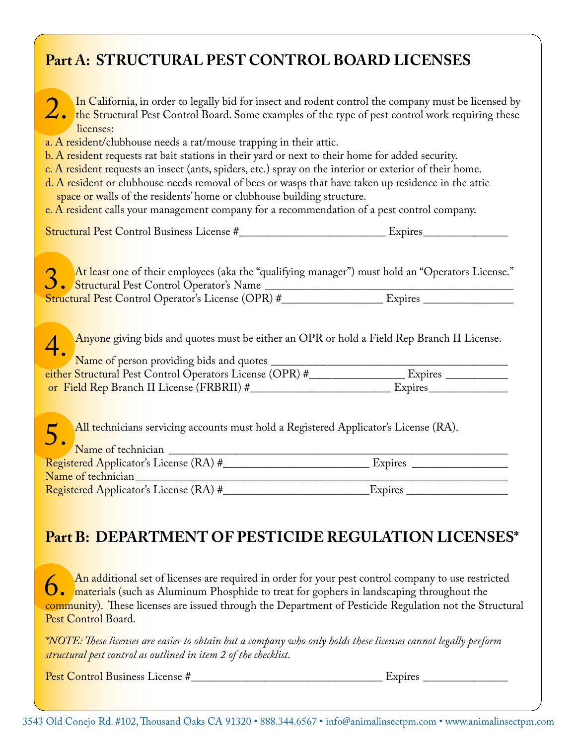## Part A: STRUCTURAL PEST CONTROL BOARD LICENSES

**2.** In California, in order to legally bid for insect and rodent control the company must be licensed by the Structural Pest Control Board. Some examples of the type of pest control work requiring these licenses:

a. A resident/clubhouse needs a rat/mouse trapping in their attic.
b. A resident requests rat bait stations in their yard or next to their home for added security.
c. A resident requests an insect (ants, spiders, etc.) spray on the interior or exterior of their home.
d. A resident or clubhouse needs removal of bees or wasps that have taken up residence in the attic space or walls of the residents' home or clubhouse building structure.
e. A resident calls your management company for a recommendation of a pest control company.

Structural Pest Control Business License #__________________________ Expires______________

**3.** At least one of their employees (aka the "qualifying manager") must hold an "Operators License."
Structural Pest Control Operator's Name ___________________________________________
Structural Pest Control Operator's License (OPR) #_________________ Expires ________________

**4.** Anyone giving bids and quotes must be either an OPR or hold a Field Rep Branch II License.

Name of person providing bids and quotes ________________________________________
either Structural Pest Control Operators License (OPR) #________________ Expires ___________
or Field Rep Branch II License (FRBRII) #________________________ Expires_____________

**5.** All technicians servicing accounts must hold a Registered Applicator's License (RA).

Name of technician ___________________________________________________________
Registered Applicator's License (RA) #_________________________ Expires ________________
Name of technician_____________________________________________________________
Registered Applicator's License (RA) #_________________________Expires _________________

## Part B: DEPARTMENT OF PESTICIDE REGULATION LICENSES*

**6.** An additional set of licenses are required in order for your pest control company to use restricted materials (such as Aluminum Phosphide to treat for gophers in landscaping throughout the community). These licenses are issued through the Department of Pesticide Regulation not the Structural Pest Control Board.

*\*NOTE: These licenses are easier to obtain but a company who only holds these licenses cannot legally perform structural pest control as outlined in item 2 of the checklist.*

Pest Control Business License #__________________________________ Expires ______________

3543 Old Conejo Rd. #102, Thousand Oaks CA 91320 • 888.344.6567 • info@animalinsectpm.com • www.animalinsectpm.com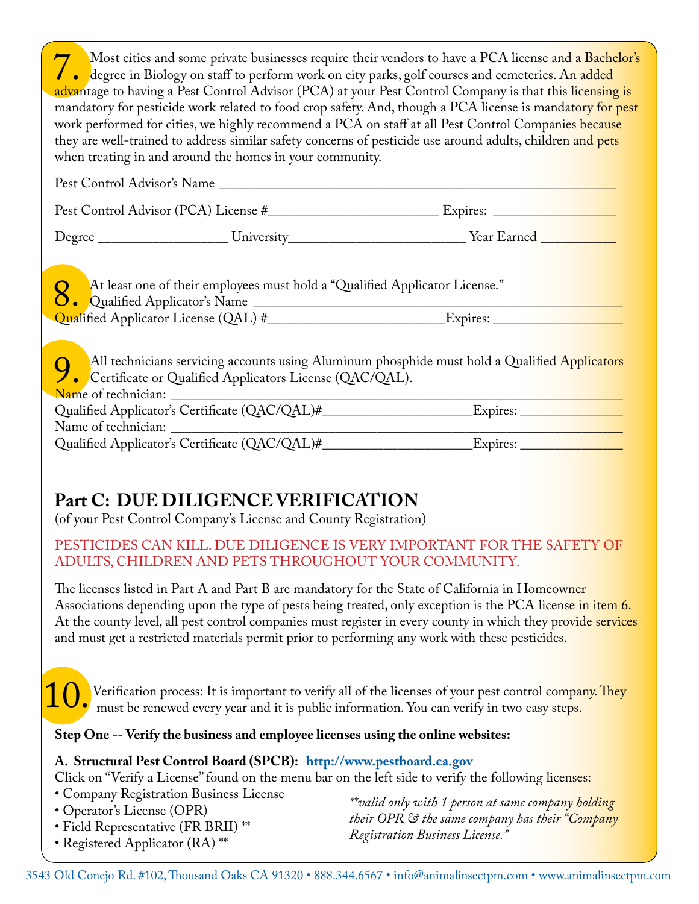**7.** Most cities and some private businesses require their vendors to have a PCA license and a Bachelor's degree in Biology on staff to perform work on city parks, golf courses and cemeteries. An added advantage to having a Pest Control Advisor (PCA) at your Pest Control Company is that this licensing is mandatory for pesticide work related to food crop safety. And, though a PCA license is mandatory for pest work performed for cities, we highly recommend a PCA on staff at all Pest Control Companies because they are well-trained to address similar safety concerns of pesticide use around adults, children and pets when treating in and around the homes in your community.

Pest Control Advisor's Name ______________________________________________

Pest Control Advisor (PCA) License #____________________ Expires: ______________

Degree ________________ University____________________ Year Earned __________

**8.** At least one of their employees must hold a "Qualified Applicator License."
Qualified Applicator's Name ______________________________________________
Qualified Applicator License (QAL) #____________________Expires: ______________

**9.** All technicians servicing accounts using Aluminum phosphide must hold a Qualified Applicators Certificate or Qualified Applicators License (QAC/QAL).
Name of technician: ______________________________________________________
Qualified Applicator's Certificate (QAC/QAL)#__________________Expires: ____________
Name of technician: ______________________________________________________
Qualified Applicator's Certificate (QAC/QAL)#__________________Expires: ____________

## Part C: DUE DILIGENCE VERIFICATION

(of your Pest Control Company's License and County Registration)

PESTICIDES CAN KILL. DUE DILIGENCE IS VERY IMPORTANT FOR THE SAFETY OF ADULTS, CHILDREN AND PETS THROUGHOUT YOUR COMMUNITY.

The licenses listed in Part A and Part B are mandatory for the State of California in Homeowner Associations depending upon the type of pests being treated, only exception is the PCA license in item 6. At the county level, all pest control companies must register in every county in which they provide services and must get a restricted materials permit prior to performing any work with these pesticides.

**10.** Verification process: It is important to verify all of the licenses of your pest control company. They must be renewed every year and it is public information. You can verify in two easy steps.

**Step One -- Verify the business and employee licenses using the online websites:**

**A. Structural Pest Control Board (SPCB): http://www.pestboard.ca.gov**
Click on "Verify a License" found on the menu bar on the left side to verify the following licenses:

- Company Registration Business License
- Operator's License (OPR)
- Field Representative (FR BRII) **
- Registered Applicator (RA) **

*\*\*valid only with 1 person at same company holding their OPR & the same company has their "Company Registration Business License."*

3543 Old Conejo Rd. #102, Thousand Oaks CA 91320 • 888.344.6567 • info@animalinsectpm.com • www.animalinsectpm.com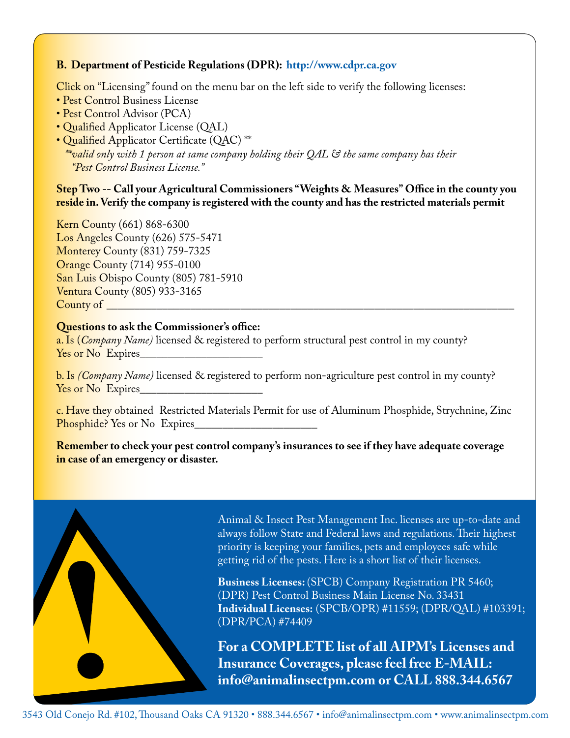**B. Department of Pesticide Regulations (DPR): http://www.cdpr.ca.gov**

Click on "Licensing" found on the menu bar on the left side to verify the following licenses:

- Pest Control Business License
- Pest Control Advisor (PCA)
- Qualified Applicator License (QAL)
- Qualified Applicator Certificate (QAC) **

*\*\*valid only with 1 person at same company holding their QAL & the same company has their "Pest Control Business License."*

**Step Two -- Call your Agricultural Commissioners "Weights & Measures" Office in the county you reside in. Verify the company is registered with the county and has the restricted materials permit**

Kern County (661) 868-6300
Los Angeles County (626) 575-5471
Monterey County (831) 759-7325
Orange County (714) 955-0100
San Luis Obispo County (805) 781-5910
Ventura County (805) 933-3165
County of ______________________________________________

**Questions to ask the Commissioner's office:**

a. Is (*Company Name*) licensed & registered to perform structural pest control in my county?
Yes or No Expires____________________

b. Is *(Company Name)* licensed & registered to perform non-agriculture pest control in my county?
Yes or No Expires____________________

c. Have they obtained Restricted Materials Permit for use of Aluminum Phosphide, Strychnine, Zinc Phosphide? Yes or No Expires____________________

**Remember to check your pest control company's insurances to see if they have adequate coverage in case of an emergency or disaster.**

Animal & Insect Pest Management Inc. licenses are up-to-date and always follow State and Federal laws and regulations. Their highest priority is keeping your families, pets and employees safe while getting rid of the pests. Here is a short list of their licenses.

**Business Licenses:** (SPCB) Company Registration PR 5460; (DPR) Pest Control Business Main License No. 33431
**Individual Licenses:** (SPCB/OPR) #11559; (DPR/QAL) #103391; (DPR/PCA) #74409

**For a COMPLETE list of all AIPM's Licenses and Insurance Coverages, please feel free E-MAIL: info@animalinsectpm.com or CALL 888.344.6567**

3543 Old Conejo Rd. #102, Thousand Oaks CA 91320 • 888.344.6567 • info@animalinsectpm.com • www.animalinsectpm.com